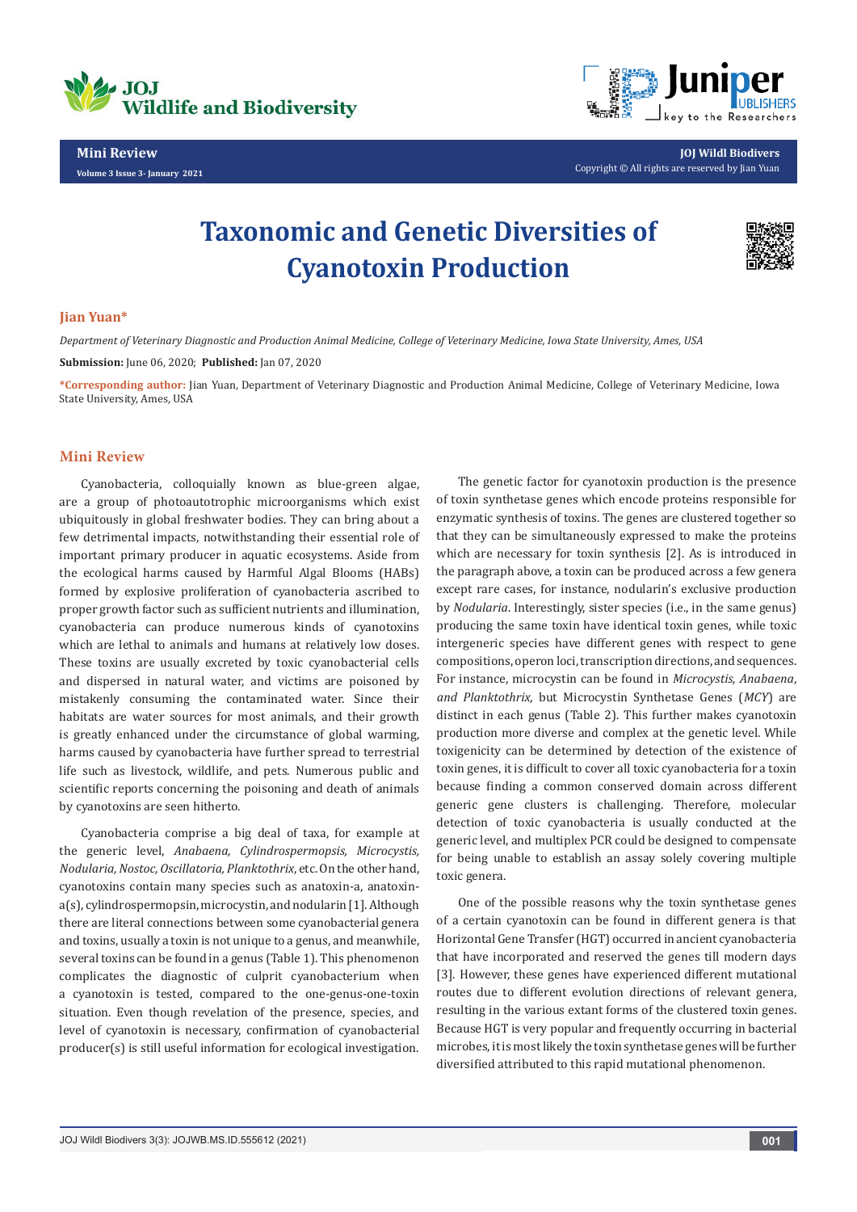# Taxonomic and Genetic Diversities of Cyanotoxin Production

**Jian Yuan***

*Department of Veterinary Diagnostic and Production Animal Medicine, College of Veterinary Medicine, Iowa State University, Ames, USA*

**Submission:** June 06, 2020; **Published:** Jan 07, 2020

***Corresponding author:** Jian Yuan, Department of Veterinary Diagnostic and Production Animal Medicine, College of Veterinary Medicine, Iowa State University, Ames, USA

## Mini Review

Cyanobacteria, colloquially known as blue-green algae, are a group of photoautotrophic microorganisms which exist ubiquitously in global freshwater bodies. They can bring about a few detrimental impacts, notwithstanding their essential role of important primary producer in aquatic ecosystems. Aside from the ecological harms caused by Harmful Algal Blooms (HABs) formed by explosive proliferation of cyanobacteria ascribed to proper growth factor such as sufficient nutrients and illumination, cyanobacteria can produce numerous kinds of cyanotoxins which are lethal to animals and humans at relatively low doses. These toxins are usually excreted by toxic cyanobacterial cells and dispersed in natural water, and victims are poisoned by mistakenly consuming the contaminated water. Since their habitats are water sources for most animals, and their growth is greatly enhanced under the circumstance of global warming, harms caused by cyanobacteria have further spread to terrestrial life such as livestock, wildlife, and pets. Numerous public and scientific reports concerning the poisoning and death of animals by cyanotoxins are seen hitherto.

Cyanobacteria comprise a big deal of taxa, for example at the generic level, *Anabaena, Cylindrospermopsis, Microcystis, Nodularia, Nostoc, Oscillatoria, Planktothrix*, etc. On the other hand, cyanotoxins contain many species such as anatoxin-a, anatoxin-a(s), cylindrospermopsin, microcystin, and nodularin [1]. Although there are literal connections between some cyanobacterial genera and toxins, usually a toxin is not unique to a genus, and meanwhile, several toxins can be found in a genus (Table 1). This phenomenon complicates the diagnostic of culprit cyanobacterium when a cyanotoxin is tested, compared to the one-genus-one-toxin situation. Even though revelation of the presence, species, and level of cyanotoxin is necessary, confirmation of cyanobacterial producer(s) is still useful information for ecological investigation.

The genetic factor for cyanotoxin production is the presence of toxin synthetase genes which encode proteins responsible for enzymatic synthesis of toxins. The genes are clustered together so that they can be simultaneously expressed to make the proteins which are necessary for toxin synthesis [2]. As is introduced in the paragraph above, a toxin can be produced across a few genera except rare cases, for instance, nodularin's exclusive production by *Nodularia*. Interestingly, sister species (i.e., in the same genus) producing the same toxin have identical toxin genes, while toxic intergeneric species have different genes with respect to gene compositions, operon loci, transcription directions, and sequences. For instance, microcystin can be found in *Microcystis, Anabaena, and Planktothrix,* but Microcystin Synthetase Genes (*MCY*) are distinct in each genus (Table 2). This further makes cyanotoxin production more diverse and complex at the genetic level. While toxigenicity can be determined by detection of the existence of toxin genes, it is difficult to cover all toxic cyanobacteria for a toxin because finding a common conserved domain across different generic gene clusters is challenging. Therefore, molecular detection of toxic cyanobacteria is usually conducted at the generic level, and multiplex PCR could be designed to compensate for being unable to establish an assay solely covering multiple toxic genera.

One of the possible reasons why the toxin synthetase genes of a certain cyanotoxin can be found in different genera is that Horizontal Gene Transfer (HGT) occurred in ancient cyanobacteria that have incorporated and reserved the genes till modern days [3]. However, these genes have experienced different mutational routes due to different evolution directions of relevant genera, resulting in the various extant forms of the clustered toxin genes. Because HGT is very popular and frequently occurring in bacterial microbes, it is most likely the toxin synthetase genes will be further diversified attributed to this rapid mutational phenomenon.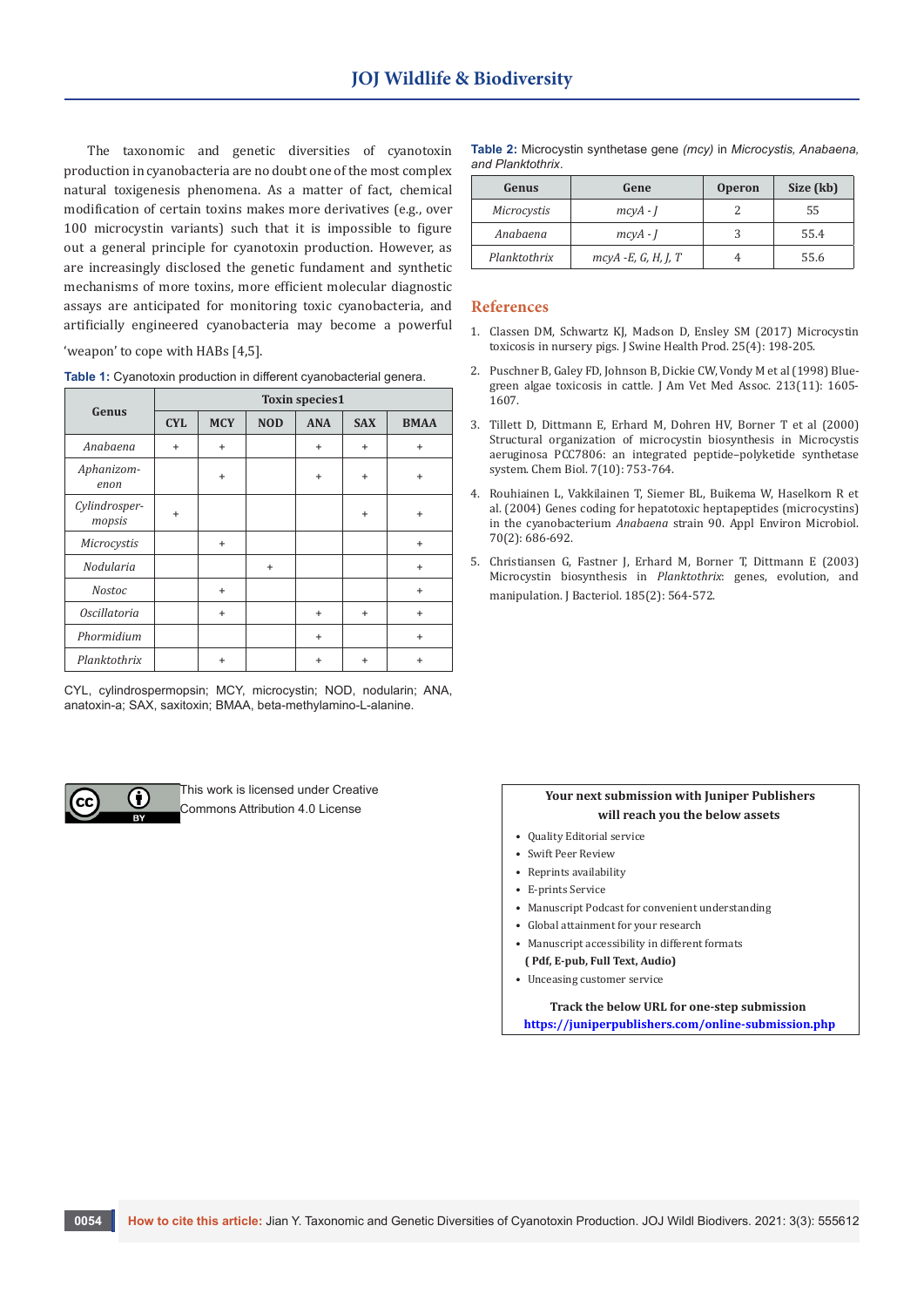The taxonomic and genetic diversities of cyanotoxin production in cyanobacteria are no doubt one of the most complex natural toxigenesis phenomena. As a matter of fact, chemical modification of certain toxins makes more derivatives (e.g., over 100 microcystin variants) such that it is impossible to figure out a general principle for cyanotoxin production. However, as are increasingly disclosed the genetic fundament and synthetic mechanisms of more toxins, more efficient molecular diagnostic assays are anticipated for monitoring toxic cyanobacteria, and artificially engineered cyanobacteria may become a powerful 'weapon' to cope with HABs [4,5].

**Table 1:** Cyanotoxin production in different cyanobacterial genera.

| Genus | Toxin species1 | | | | | |
|---|---|---|---|---|---|---|
| | CYL | MCY | NOD | ANA | SAX | BMAA |
| *Anabaena* | + | + | | + | + | + |
| *Aphanizomenon* | | + | | + | + | + |
| *Cylindrospermopsis* | + | | | | + | + |
| *Microcystis* | | + | | | | + |
| *Nodularia* | | | + | | | + |
| *Nostoc* | | + | | | | + |
| *Oscillatoria* | | + | | + | + | + |
| *Phormidium* | | | | + | | + |
| *Planktothrix* | | + | | + | + | + |

CYL, cylindrospermopsin; MCY, microcystin; NOD, nodularin; ANA, anatoxin-a; SAX, saxitoxin; BMAA, beta-methylamino-L-alanine.

**Table 2:** Microcystin synthetase gene *(mcy)* in *Microcystis, Anabaena, and Planktothrix*.

| Genus | Gene | Operon | Size (kb) |
|---|---|---|---|
| *Microcystis* | *mcyA - J* | 2 | 55 |
| *Anabaena* | *mcyA - J* | 3 | 55.4 |
| *Planktothrix* | *mcyA -E, G, H, J, T* | 4 | 55.6 |

## References

1. Classen DM, Schwartz KJ, Madson D, Ensley SM (2017) Microcystin toxicosis in nursery pigs. J Swine Health Prod. 25(4): 198-205.
2. Puschner B, Galey FD, Johnson B, Dickie CW, Vondy M et al (1998) Blue-green algae toxicosis in cattle. J Am Vet Med Assoc. 213(11): 1605-1607.
3. Tillett D, Dittmann E, Erhard M, Dohren HV, Borner T et al (2000) Structural organization of microcystin biosynthesis in Microcystis aeruginosa PCC7806: an integrated peptide–polyketide synthetase system. Chem Biol. 7(10): 753-764.
4. Rouhiainen L, Vakkilainen T, Siemer BL, Buikema W, Haselkorn R et al. (2004) Genes coding for hepatotoxic heptapeptides (microcystins) in the cyanobacterium *Anabaena* strain 90. Appl Environ Microbiol. 70(2): 686-692.
5. Christiansen G, Fastner J, Erhard M, Borner T, Dittmann E (2003) Microcystin biosynthesis in *Planktothrix*: genes, evolution, and manipulation. J Bacteriol. 185(2): 564-572.

This work is licensed under Creative Commons Attribution 4.0 License

**Your next submission with Juniper Publishers will reach you the below assets**

- Quality Editorial service
- Swift Peer Review
- Reprints availability
- E-prints Service
- Manuscript Podcast for convenient understanding
- Global attainment for your research
- Manuscript accessibility in different formats **( Pdf, E-pub, Full Text, Audio)**
- Unceasing customer service

**Track the below URL for one-step submission**
**https://juniperpublishers.com/online-submission.php**

**How to cite this article:** Jian Y. Taxonomic and Genetic Diversities of Cyanotoxin Production. JOJ Wildl Biodivers. 2021: 3(3): 555612